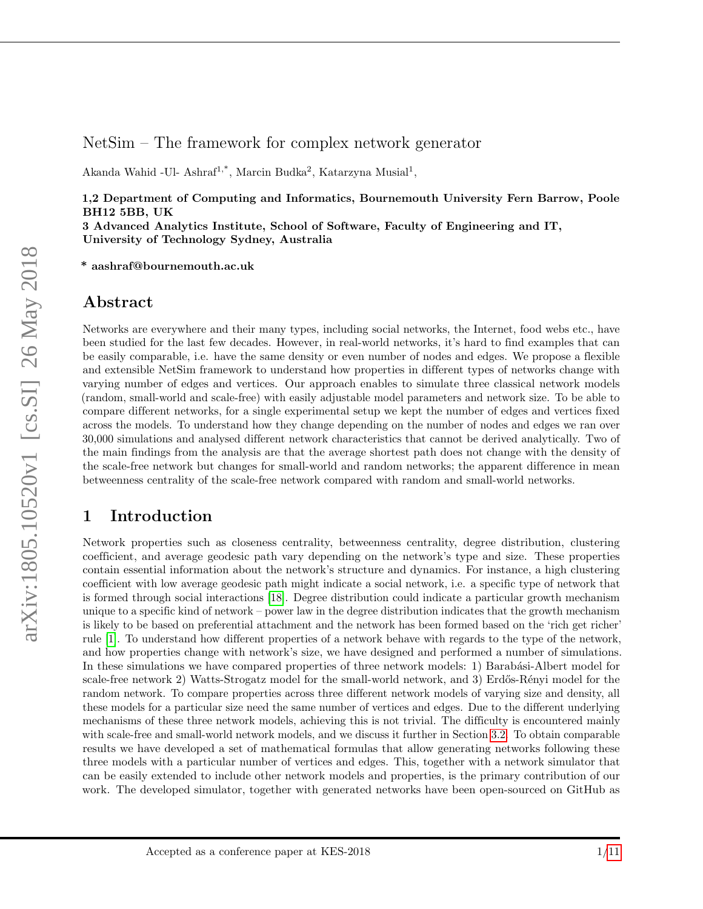# NetSim – The framework for complex network generator

Akanda Wahid -Ul- Ashraf[1,*], Marcin Budka[2], Katarzyna Musial[1],

**1,2 Department of Computing and Informatics, Bournemouth University Fern Barrow, Poole BH12 5BB, UK**
**3 Advanced Analytics Institute, School of Software, Faculty of Engineering and IT, University of Technology Sydney, Australia**

**\* aashraf@bournemouth.ac.uk**

## Abstract

Networks are everywhere and their many types, including social networks, the Internet, food webs etc., have been studied for the last few decades. However, in real-world networks, it's hard to find examples that can be easily comparable, i.e. have the same density or even number of nodes and edges. We propose a flexible and extensible NetSim framework to understand how properties in different types of networks change with varying number of edges and vertices. Our approach enables to simulate three classical network models (random, small-world and scale-free) with easily adjustable model parameters and network size. To be able to compare different networks, for a single experimental setup we kept the number of edges and vertices fixed across the models. To understand how they change depending on the number of nodes and edges we ran over 30,000 simulations and analysed different network characteristics that cannot be derived analytically. Two of the main findings from the analysis are that the average shortest path does not change with the density of the scale-free network but changes for small-world and random networks; the apparent difference in mean betweenness centrality of the scale-free network compared with random and small-world networks.

## 1 Introduction

Network properties such as closeness centrality, betweenness centrality, degree distribution, clustering coefficient, and average geodesic path vary depending on the network's type and size. These properties contain essential information about the network's structure and dynamics. For instance, a high clustering coefficient with low average geodesic path might indicate a social network, i.e. a specific type of network that is formed through social interactions [18]. Degree distribution could indicate a particular growth mechanism unique to a specific kind of network – power law in the degree distribution indicates that the growth mechanism is likely to be based on preferential attachment and the network has been formed based on the 'rich get richer' rule [1]. To understand how different properties of a network behave with regards to the type of the network, and how properties change with network's size, we have designed and performed a number of simulations. In these simulations we have compared properties of three network models: 1) Barabási-Albert model for scale-free network 2) Watts-Strogatz model for the small-world network, and 3) Erdős-Rényi model for the random network. To compare properties across three different network models of varying size and density, all these models for a particular size need the same number of vertices and edges. Due to the different underlying mechanisms of these three network models, achieving this is not trivial. The difficulty is encountered mainly with scale-free and small-world network models, and we discuss it further in Section 3.2. To obtain comparable results we have developed a set of mathematical formulas that allow generating networks following these three models with a particular number of vertices and edges. This, together with a network simulator that can be easily extended to include other network models and properties, is the primary contribution of our work. The developed simulator, together with generated networks have been open-sourced on GitHub as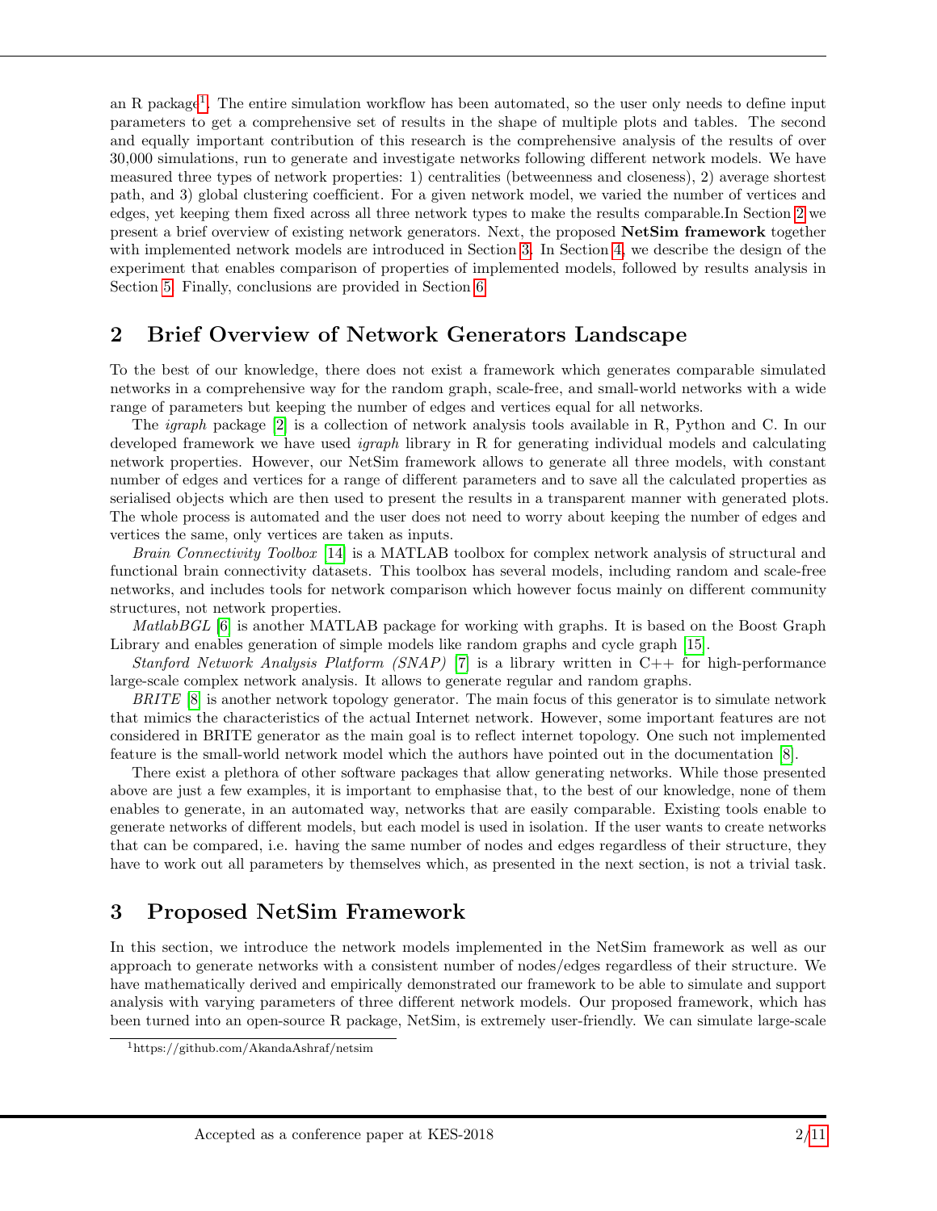an R package[1]. The entire simulation workflow has been automated, so the user only needs to define input parameters to get a comprehensive set of results in the shape of multiple plots and tables. The second and equally important contribution of this research is the comprehensive analysis of the results of over 30,000 simulations, run to generate and investigate networks following different network models. We have measured three types of network properties: 1) centralities (betweenness and closeness), 2) average shortest path, and 3) global clustering coefficient. For a given network model, we varied the number of vertices and edges, yet keeping them fixed across all three network types to make the results comparable.In Section 2 we present a brief overview of existing network generators. Next, the proposed **NetSim framework** together with implemented network models are introduced in Section 3. In Section 4, we describe the design of the experiment that enables comparison of properties of implemented models, followed by results analysis in Section 5. Finally, conclusions are provided in Section 6.

## 2 Brief Overview of Network Generators Landscape

To the best of our knowledge, there does not exist a framework which generates comparable simulated networks in a comprehensive way for the random graph, scale-free, and small-world networks with a wide range of parameters but keeping the number of edges and vertices equal for all networks.

The *igraph* package [2] is a collection of network analysis tools available in R, Python and C. In our developed framework we have used *igraph* library in R for generating individual models and calculating network properties. However, our NetSim framework allows to generate all three models, with constant number of edges and vertices for a range of different parameters and to save all the calculated properties as serialised objects which are then used to present the results in a transparent manner with generated plots. The whole process is automated and the user does not need to worry about keeping the number of edges and vertices the same, only vertices are taken as inputs.

*Brain Connectivity Toolbox* [14] is a MATLAB toolbox for complex network analysis of structural and functional brain connectivity datasets. This toolbox has several models, including random and scale-free networks, and includes tools for network comparison which however focus mainly on different community structures, not network properties.

*MatlabBGL* [6] is another MATLAB package for working with graphs. It is based on the Boost Graph Library and enables generation of simple models like random graphs and cycle graph [15].

*Stanford Network Analysis Platform (SNAP)* [7] is a library written in C++ for high-performance large-scale complex network analysis. It allows to generate regular and random graphs.

*BRITE* [8] is another network topology generator. The main focus of this generator is to simulate network that mimics the characteristics of the actual Internet network. However, some important features are not considered in BRITE generator as the main goal is to reflect internet topology. One such not implemented feature is the small-world network model which the authors have pointed out in the documentation [8].

There exist a plethora of other software packages that allow generating networks. While those presented above are just a few examples, it is important to emphasise that, to the best of our knowledge, none of them enables to generate, in an automated way, networks that are easily comparable. Existing tools enable to generate networks of different models, but each model is used in isolation. If the user wants to create networks that can be compared, i.e. having the same number of nodes and edges regardless of their structure, they have to work out all parameters by themselves which, as presented in the next section, is not a trivial task.

## 3 Proposed NetSim Framework

In this section, we introduce the network models implemented in the NetSim framework as well as our approach to generate networks with a consistent number of nodes/edges regardless of their structure. We have mathematically derived and empirically demonstrated our framework to be able to simulate and support analysis with varying parameters of three different network models. Our proposed framework, which has been turned into an open-source R package, NetSim, is extremely user-friendly. We can simulate large-scale

[1] https://github.com/AkandaAshraf/netsim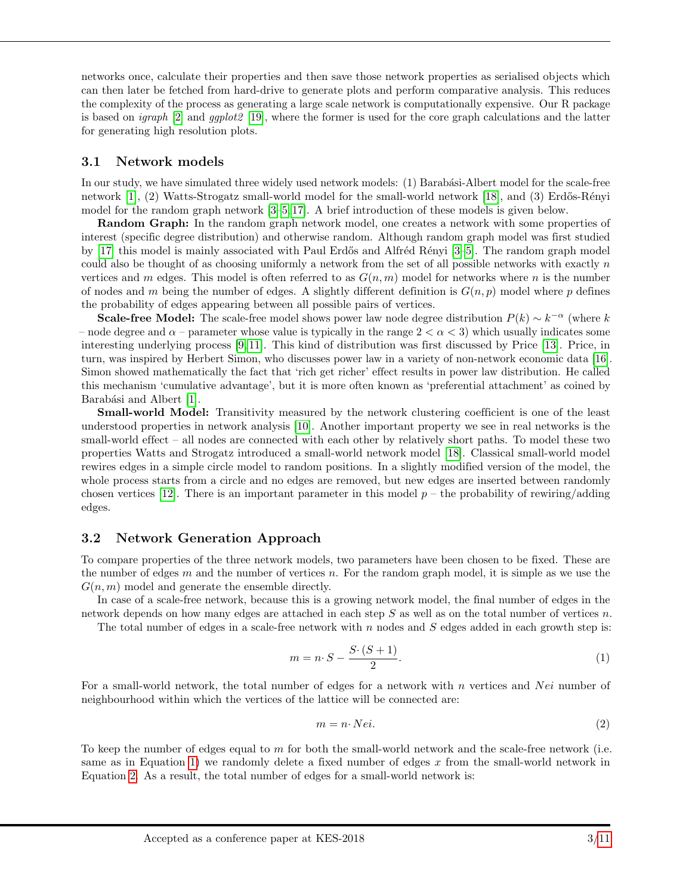networks once, calculate their properties and then save those network properties as serialised objects which can then later be fetched from hard-drive to generate plots and perform comparative analysis. This reduces the complexity of the process as generating a large scale network is computationally expensive. Our R package is based on *igraph* [2] and *ggplot2* [19], where the former is used for the core graph calculations and the latter for generating high resolution plots.

### 3.1 Network models

In our study, we have simulated three widely used network models: (1) Barabási-Albert model for the scale-free network [1], (2) Watts-Strogatz small-world model for the small-world network [18], and (3) Erdős-Rényi model for the random graph network [3–5, 17]. A brief introduction of these models is given below.

**Random Graph:** In the random graph network model, one creates a network with some properties of interest (specific degree distribution) and otherwise random. Although random graph model was first studied by [17] this model is mainly associated with Paul Erdős and Alfréd Rényi [3–5]. The random graph model could also be thought of as choosing uniformly a network from the set of all possible networks with exactly $n$ vertices and $m$ edges. This model is often referred to as $G(n, m)$ model for networks where $n$ is the number of nodes and $m$ being the number of edges. A slightly different definition is $G(n, p)$ model where $p$ defines the probability of edges appearing between all possible pairs of vertices.

**Scale-free Model:** The scale-free model shows power law node degree distribution $P(k) \sim k^{-\alpha}$ (where $k$ – node degree and $\alpha$ – parameter whose value is typically in the range $2 < \alpha < 3$) which usually indicates some interesting underlying process [9, 11]. This kind of distribution was first discussed by Price [13]. Price, in turn, was inspired by Herbert Simon, who discusses power law in a variety of non-network economic data [16]. Simon showed mathematically the fact that 'rich get richer' effect results in power law distribution. He called this mechanism 'cumulative advantage', but it is more often known as 'preferential attachment' as coined by Barabási and Albert [1].

**Small-world Model:** Transitivity measured by the network clustering coefficient is one of the least understood properties in network analysis [10]. Another important property we see in real networks is the small-world effect – all nodes are connected with each other by relatively short paths. To model these two properties Watts and Strogatz introduced a small-world network model [18]. Classical small-world model rewires edges in a simple circle model to random positions. In a slightly modified version of the model, the whole process starts from a circle and no edges are removed, but new edges are inserted between randomly chosen vertices [12]. There is an important parameter in this model $p$ – the probability of rewiring/adding edges.

### 3.2 Network Generation Approach

To compare properties of the three network models, two parameters have been chosen to be fixed. These are the number of edges $m$ and the number of vertices $n$. For the random graph model, it is simple as we use the $G(n, m)$ model and generate the ensemble directly.

In case of a scale-free network, because this is a growing network model, the final number of edges in the network depends on how many edges are attached in each step $S$ as well as on the total number of vertices $n$.

The total number of edges in a scale-free network with $n$ nodes and $S$ edges added in each growth step is:

$$m = n \cdot S - \frac{S \cdot (S+1)}{2}. \tag{1}$$

For a small-world network, the total number of edges for a network with $n$ vertices and $Nei$ number of neighbourhood within which the vertices of the lattice will be connected are:

$$m = n \cdot Nei. \tag{2}$$

To keep the number of edges equal to $m$ for both the small-world network and the scale-free network (i.e. same as in Equation 1) we randomly delete a fixed number of edges $x$ from the small-world network in Equation 2. As a result, the total number of edges for a small-world network is: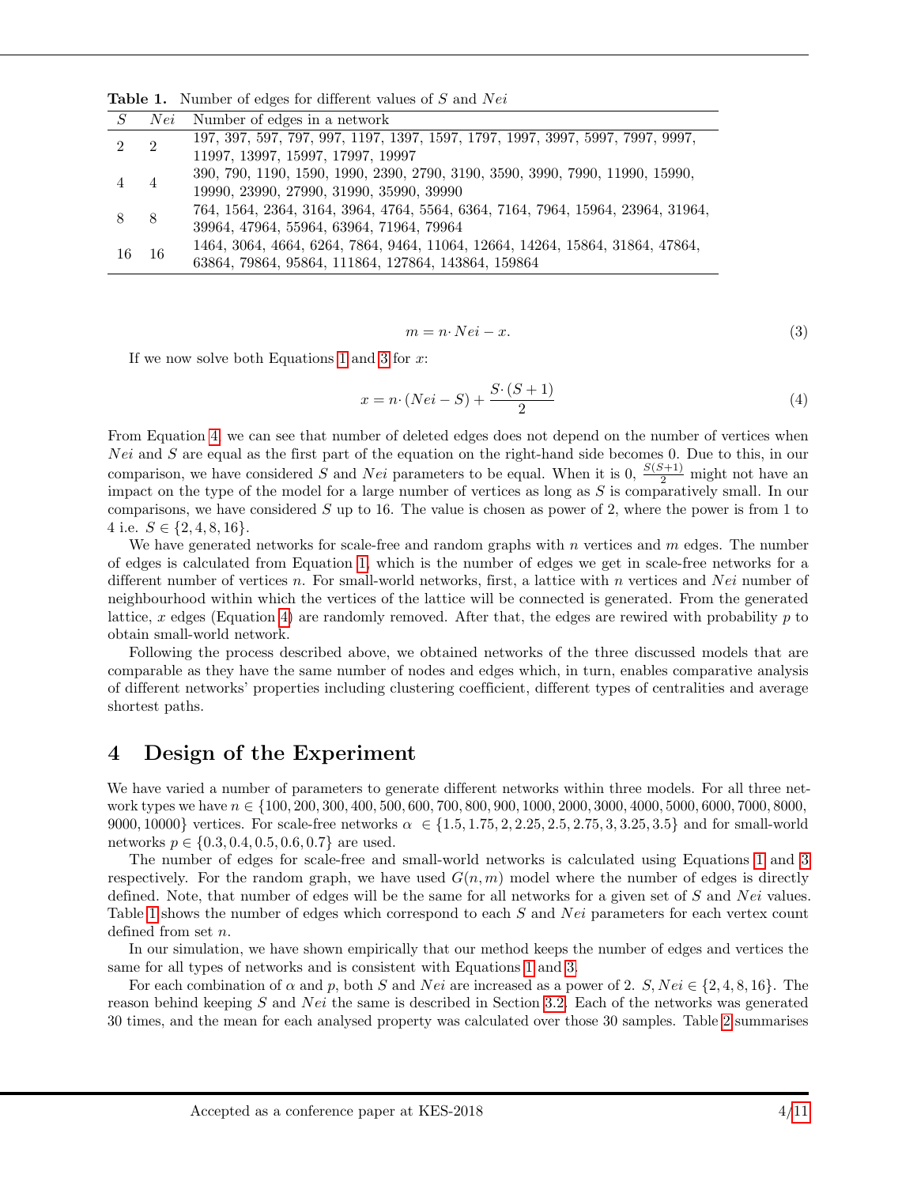Table 1. Number of edges for different values of $S$ and $Nei$

| $S$ | $Nei$ | Number of edges in a network |
|---|---|---|
| 2 | 2 | 197, 397, 597, 797, 997, 1197, 1397, 1597, 1797, 1997, 3997, 5997, 7997, 9997, 11997, 13997, 15997, 17997, 19997 |
| 4 | 4 | 390, 790, 1190, 1590, 1990, 2390, 2790, 3190, 3590, 3990, 7990, 11990, 15990, 19990, 23990, 27990, 31990, 35990, 39990 |
| 8 | 8 | 764, 1564, 2364, 3164, 3964, 4764, 5564, 6364, 7164, 7964, 15964, 23964, 31964, 39964, 47964, 55964, 63964, 71964, 79964 |
| 16 | 16 | 1464, 3064, 4664, 6264, 7864, 9464, 11064, 12664, 14264, 15864, 31864, 47864, 63864, 79864, 95864, 111864, 127864, 143864, 159864 |

$$m = n \cdot Nei - x. \tag{3}$$

If we now solve both Equations 1 and 3 for $x$:

$$x = n \cdot (Nei - S) + \frac{S \cdot (S+1)}{2} \tag{4}$$

From Equation 4, we can see that number of deleted edges does not depend on the number of vertices when $Nei$ and $S$ are equal as the first part of the equation on the right-hand side becomes 0. Due to this, in our comparison, we have considered $S$ and $Nei$ parameters to be equal. When it is 0, $\frac{S(S+1)}{2}$ might not have an impact on the type of the model for a large number of vertices as long as $S$ is comparatively small. In our comparisons, we have considered $S$ up to 16. The value is chosen as power of 2, where the power is from 1 to 4 i.e. $S \in \{2, 4, 8, 16\}$.

We have generated networks for scale-free and random graphs with $n$ vertices and $m$ edges. The number of edges is calculated from Equation 1, which is the number of edges we get in scale-free networks for a different number of vertices $n$. For small-world networks, first, a lattice with $n$ vertices and $Nei$ number of neighbourhood within which the vertices of the lattice will be connected is generated. From the generated lattice, $x$ edges (Equation 4) are randomly removed. After that, the edges are rewired with probability $p$ to obtain small-world network.

Following the process described above, we obtained networks of the three discussed models that are comparable as they have the same number of nodes and edges which, in turn, enables comparative analysis of different networks' properties including clustering coefficient, different types of centralities and average shortest paths.

# 4 Design of the Experiment

We have varied a number of parameters to generate different networks within three models. For all three network types we have $n \in \{100, 200, 300, 400, 500, 600, 700, 800, 900, 1000, 2000, 3000, 4000, 5000, 6000, 7000, 8000, 9000, 10000\}$ vertices. For scale-free networks $\alpha \in \{1.5, 1.75, 2, 2.25, 2.5, 2.75, 3, 3.25, 3.5\}$ and for small-world networks $p \in \{0.3, 0.4, 0.5, 0.6, 0.7\}$ are used.

The number of edges for scale-free and small-world networks is calculated using Equations 1 and 3 respectively. For the random graph, we have used $G(n, m)$ model where the number of edges is directly defined. Note, that number of edges will be the same for all networks for a given set of $S$ and $Nei$ values. Table 1 shows the number of edges which correspond to each $S$ and $Nei$ parameters for each vertex count defined from set $n$.

In our simulation, we have shown empirically that our method keeps the number of edges and vertices the same for all types of networks and is consistent with Equations 1 and 3.

For each combination of $\alpha$ and $p$, both $S$ and $Nei$ are increased as a power of 2. $S, Nei \in \{2, 4, 8, 16\}$. The reason behind keeping $S$ and $Nei$ the same is described in Section 3.2. Each of the networks was generated 30 times, and the mean for each analysed property was calculated over those 30 samples. Table 2 summarises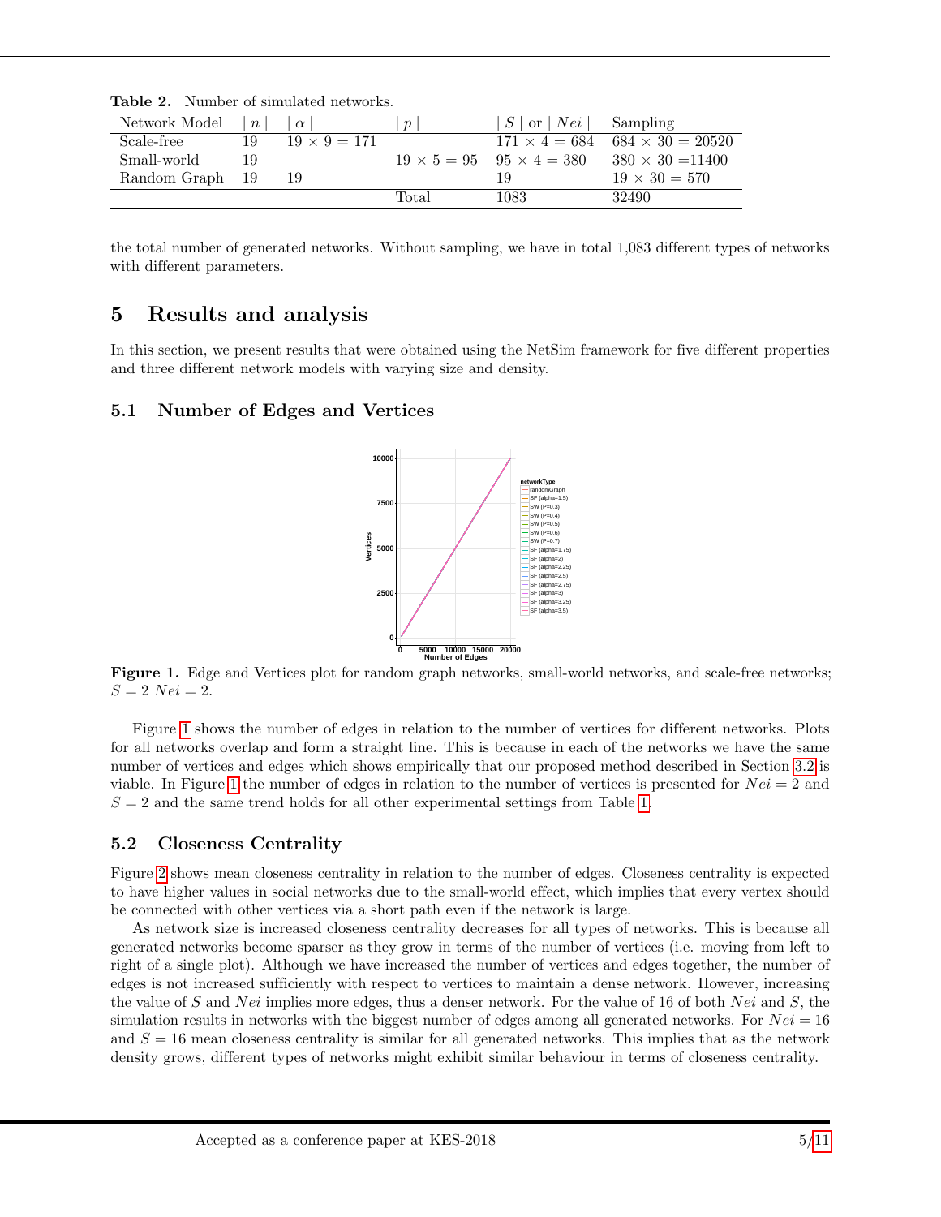**Table 2.** Number of simulated networks.

| Network Model | $\mid n \mid$ | $\mid \alpha \mid$ | $\mid p \mid$ | $\mid S \mid$ or $\mid Nei \mid$ | Sampling |
|---|---|---|---|---|---|
| Scale-free | 19 | $19 \times 9 = 171$ | | $171 \times 4 = 684$ | $684 \times 30 = 20520$ |
| Small-world | 19 | | $19 \times 5 = 95$ | $95 \times 4 = 380$ | $380 \times 30 = 11400$ |
| Random Graph | 19 | 19 | | 19 | $19 \times 30 = 570$ |
| | | | Total | 1083 | 32490 |

the total number of generated networks. Without sampling, we have in total 1,083 different types of networks with different parameters.

# 5 Results and analysis

In this section, we present results that were obtained using the NetSim framework for five different properties and three different network models with varying size and density.

## 5.1 Number of Edges and Vertices

**Figure 1.** Edge and Vertices plot for random graph networks, small-world networks, and scale-free networks; $S = 2$ $Nei = 2$.

Figure 1 shows the number of edges in relation to the number of vertices for different networks. Plots for all networks overlap and form a straight line. This is because in each of the networks we have the same number of vertices and edges which shows empirically that our proposed method described in Section 3.2 is viable. In Figure 1 the number of edges in relation to the number of vertices is presented for $Nei = 2$ and $S = 2$ and the same trend holds for all other experimental settings from Table 1.

## 5.2 Closeness Centrality

Figure 2 shows mean closeness centrality in relation to the number of edges. Closeness centrality is expected to have higher values in social networks due to the small-world effect, which implies that every vertex should be connected with other vertices via a short path even if the network is large.

As network size is increased closeness centrality decreases for all types of networks. This is because all generated networks become sparser as they grow in terms of the number of vertices (i.e. moving from left to right of a single plot). Although we have increased the number of vertices and edges together, the number of edges is not increased sufficiently with respect to vertices to maintain a dense network. However, increasing the value of $S$ and $Nei$ implies more edges, thus a denser network. For the value of 16 of both $Nei$ and $S$, the simulation results in networks with the biggest number of edges among all generated networks. For $Nei = 16$ and $S = 16$ mean closeness centrality is similar for all generated networks. This implies that as the network density grows, different types of networks might exhibit similar behaviour in terms of closeness centrality.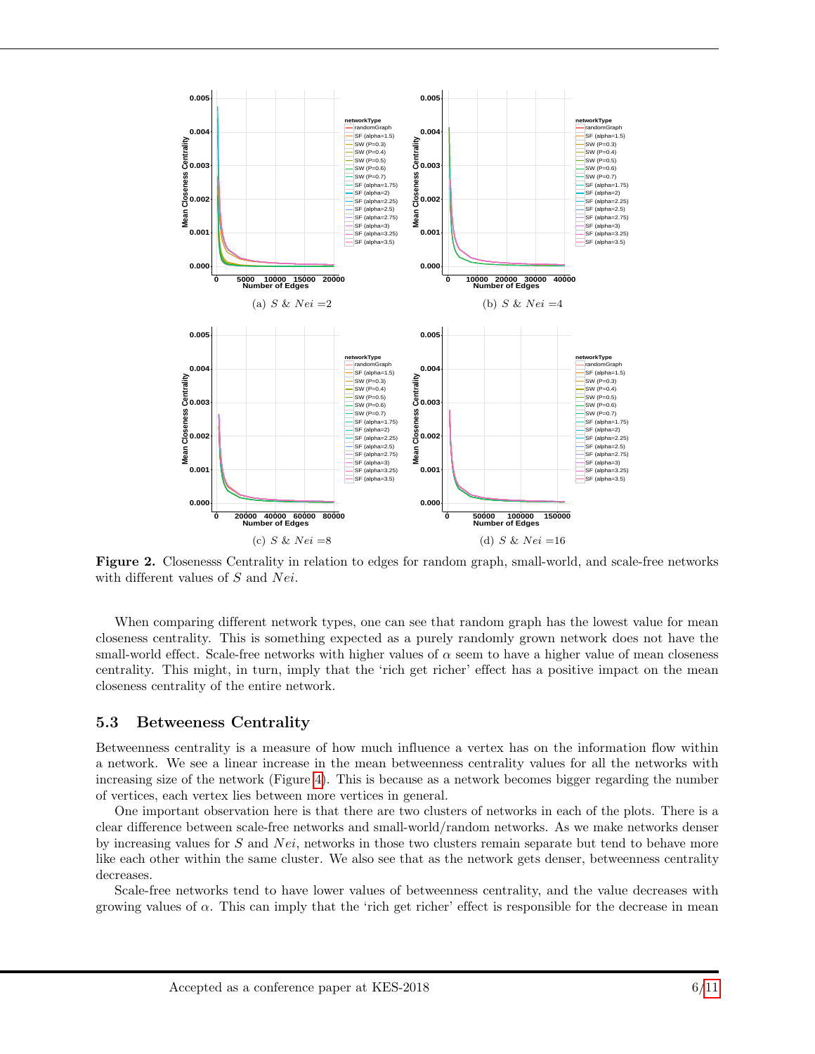(a) $S$ & $Nei$ =2

(b) $S$ & $Nei$ =4

(c) $S$ & $Nei$ =8

(d) $S$ & $Nei$ =16

**Figure 2.** Closenesss Centrality in relation to edges for random graph, small-world, and scale-free networks with different values of $S$ and $Nei$.

When comparing different network types, one can see that random graph has the lowest value for mean closeness centrality. This is something expected as a purely randomly grown network does not have the small-world effect. Scale-free networks with higher values of $\alpha$ seem to have a higher value of mean closeness centrality. This might, in turn, imply that the 'rich get richer' effect has a positive impact on the mean closeness centrality of the entire network.

### 5.3 Betweeness Centrality

Betweenness centrality is a measure of how much influence a vertex has on the information flow within a network. We see a linear increase in the mean betweenness centrality values for all the networks with increasing size of the network (Figure 4). This is because as a network becomes bigger regarding the number of vertices, each vertex lies between more vertices in general.

One important observation here is that there are two clusters of networks in each of the plots. There is a clear difference between scale-free networks and small-world/random networks. As we make networks denser by increasing values for $S$ and $Nei$, networks in those two clusters remain separate but tend to behave more like each other within the same cluster. We also see that as the network gets denser, betweenness centrality decreases.

Scale-free networks tend to have lower values of betweenness centrality, and the value decreases with growing values of $\alpha$. This can imply that the 'rich get richer' effect is responsible for the decrease in mean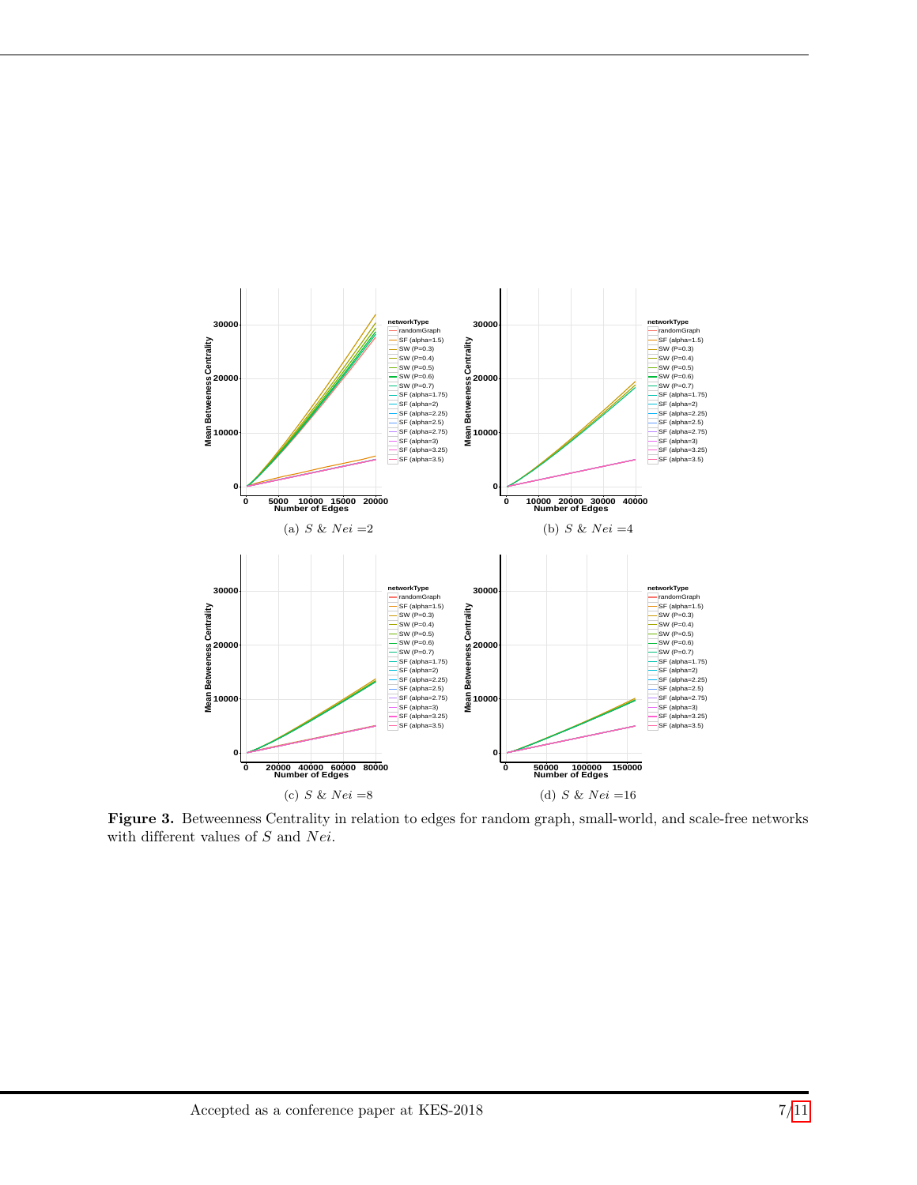(a) $S$ & $Nei$ =2

(b) $S$ & $Nei$ =4

(c) $S$ & $Nei$ =8

(d) $S$ & $Nei$ =16

**Figure 3.** Betweenness Centrality in relation to edges for random graph, small-world, and scale-free networks with different values of $S$ and $Nei$.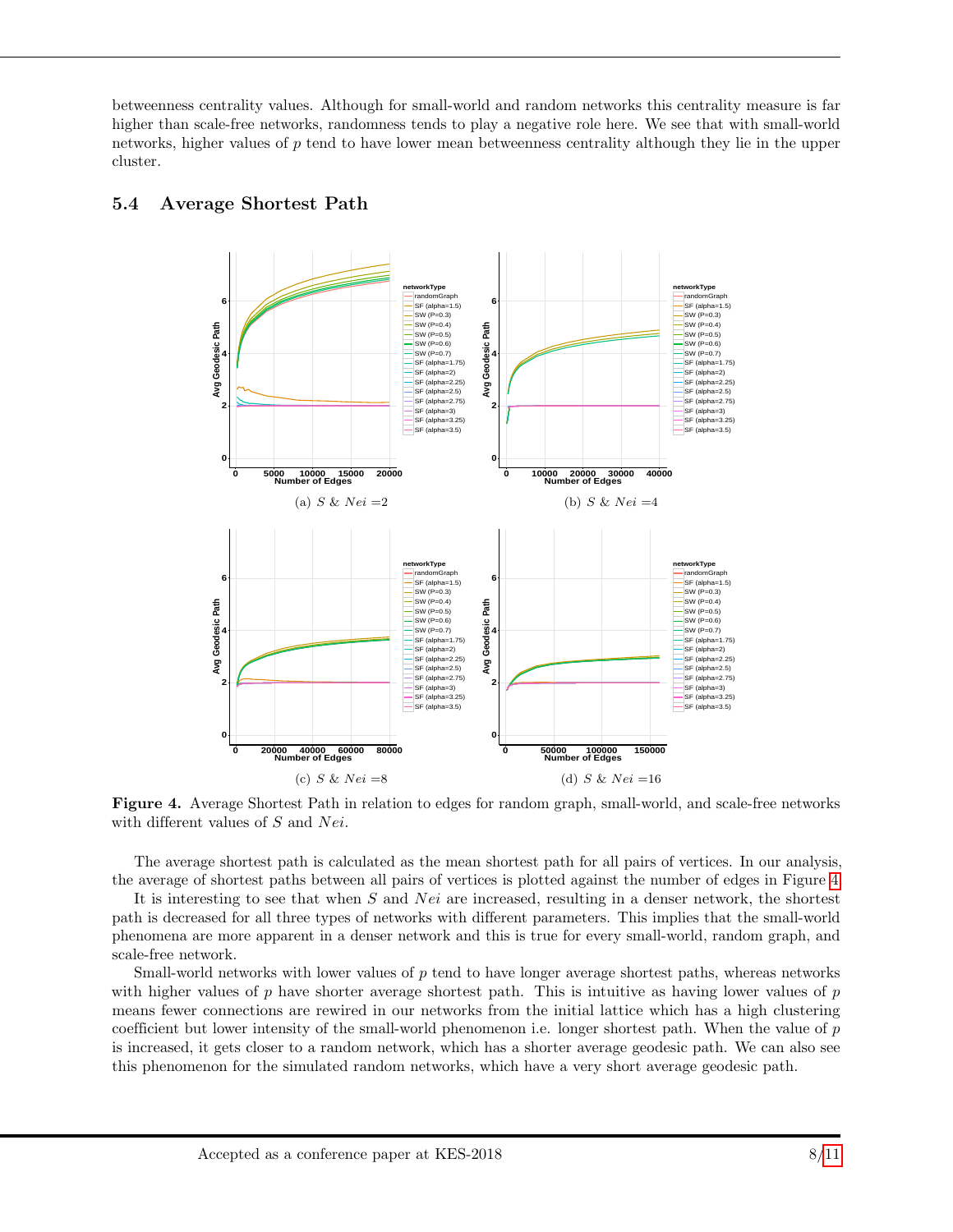betweenness centrality values. Although for small-world and random networks this centrality measure is far higher than scale-free networks, randomness tends to play a negative role here. We see that with small-world networks, higher values of $p$ tend to have lower mean betweenness centrality although they lie in the upper cluster.

### 5.4 Average Shortest Path

(a) $S$ & $Nei$ =2

(b) $S$ & $Nei$ =4

(c) $S$ & $Nei$ =8

(d) $S$ & $Nei$ =16

**Figure 4.** Average Shortest Path in relation to edges for random graph, small-world, and scale-free networks with different values of $S$ and $Nei$.

The average shortest path is calculated as the mean shortest path for all pairs of vertices. In our analysis, the average of shortest paths between all pairs of vertices is plotted against the number of edges in Figure 4.

It is interesting to see that when $S$ and $Nei$ are increased, resulting in a denser network, the shortest path is decreased for all three types of networks with different parameters. This implies that the small-world phenomena are more apparent in a denser network and this is true for every small-world, random graph, and scale-free network.

Small-world networks with lower values of $p$ tend to have longer average shortest paths, whereas networks with higher values of $p$ have shorter average shortest path. This is intuitive as having lower values of $p$ means fewer connections are rewired in our networks from the initial lattice which has a high clustering coefficient but lower intensity of the small-world phenomenon i.e. longer shortest path. When the value of $p$ is increased, it gets closer to a random network, which has a shorter average geodesic path. We can also see this phenomenon for the simulated random networks, which have a very short average geodesic path.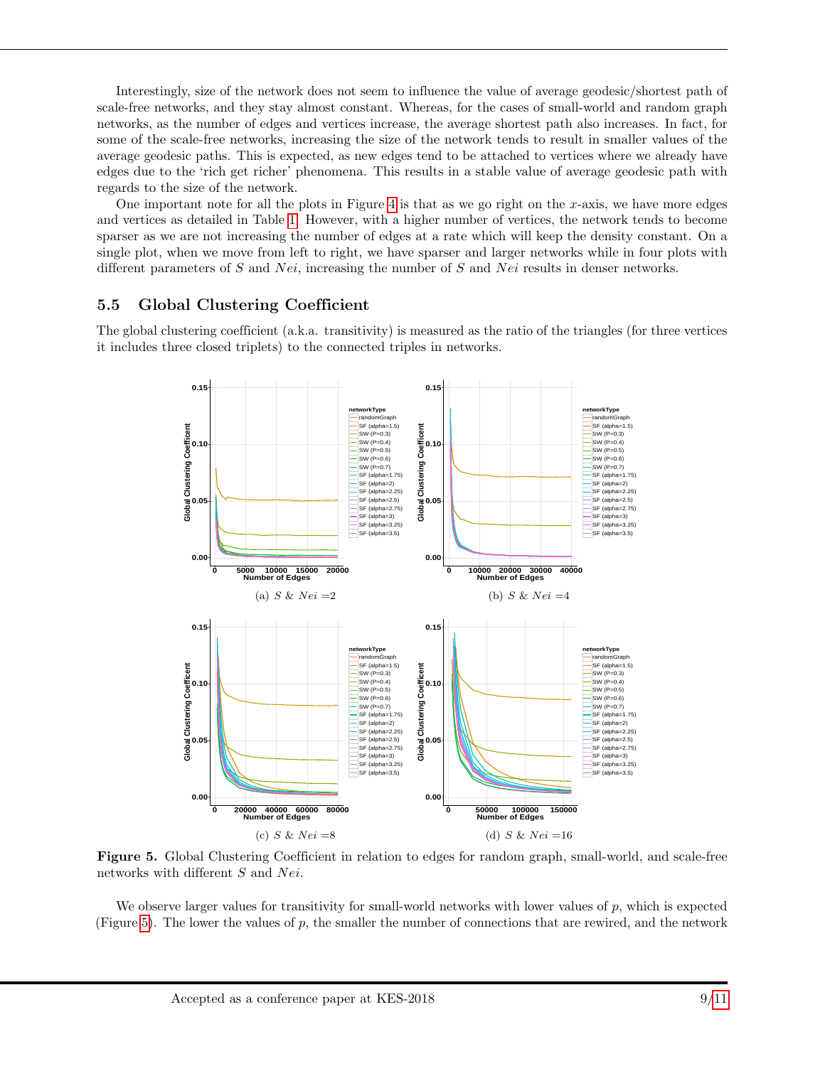Interestingly, size of the network does not seem to influence the value of average geodesic/shortest path of scale-free networks, and they stay almost constant. Whereas, for the cases of small-world and random graph networks, as the number of edges and vertices increase, the average shortest path also increases. In fact, for some of the scale-free networks, increasing the size of the network tends to result in smaller values of the average geodesic paths. This is expected, as new edges tend to be attached to vertices where we already have edges due to the 'rich get richer' phenomena. This results in a stable value of average geodesic path with regards to the size of the network.

One important note for all the plots in Figure 4 is that as we go right on the $x$-axis, we have more edges and vertices as detailed in Table 1. However, with a higher number of vertices, the network tends to become sparser as we are not increasing the number of edges at a rate which will keep the density constant. On a single plot, when we move from left to right, we have sparser and larger networks while in four plots with different parameters of $S$ and $Nei$, increasing the number of $S$ and $Nei$ results in denser networks.

### 5.5 Global Clustering Coefficient

The global clustering coefficient (a.k.a. transitivity) is measured as the ratio of the triangles (for three vertices it includes three closed triplets) to the connected triples in networks.

(a) $S$ & $Nei$ =2

(b) $S$ & $Nei$ =4

(c) $S$ & $Nei$ =8

(d) $S$ & $Nei$ =16

**Figure 5.** Global Clustering Coefficient in relation to edges for random graph, small-world, and scale-free networks with different $S$ and $Nei$.

We observe larger values for transitivity for small-world networks with lower values of $p$, which is expected (Figure 5). The lower the values of $p$, the smaller the number of connections that are rewired, and the network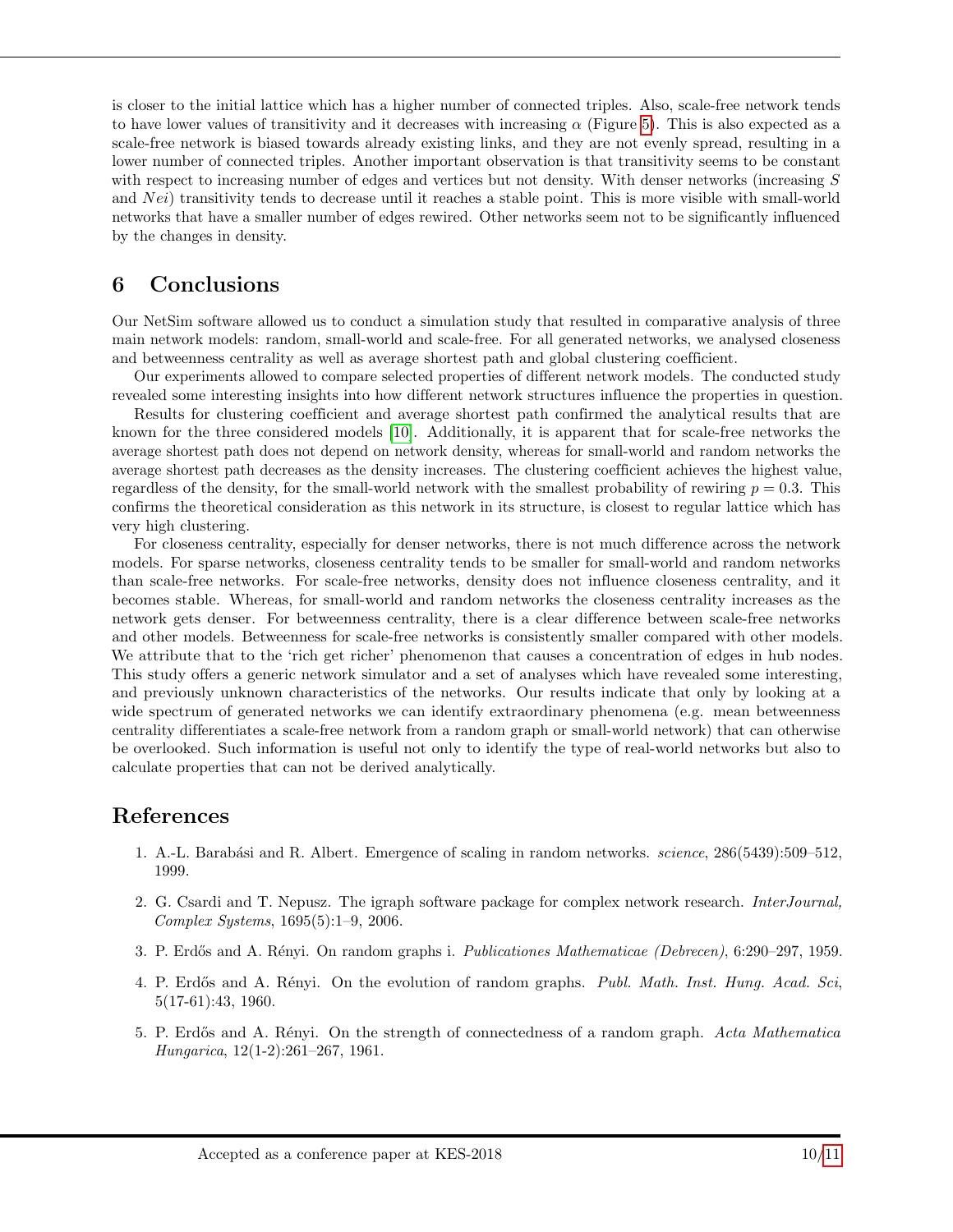is closer to the initial lattice which has a higher number of connected triples. Also, scale-free network tends to have lower values of transitivity and it decreases with increasing $\alpha$ (Figure 5). This is also expected as a scale-free network is biased towards already existing links, and they are not evenly spread, resulting in a lower number of connected triples. Another important observation is that transitivity seems to be constant with respect to increasing number of edges and vertices but not density. With denser networks (increasing $S$ and $Nei$) transitivity tends to decrease until it reaches a stable point. This is more visible with small-world networks that have a smaller number of edges rewired. Other networks seem not to be significantly influenced by the changes in density.

## 6 Conclusions

Our NetSim software allowed us to conduct a simulation study that resulted in comparative analysis of three main network models: random, small-world and scale-free. For all generated networks, we analysed closeness and betweenness centrality as well as average shortest path and global clustering coefficient.

Our experiments allowed to compare selected properties of different network models. The conducted study revealed some interesting insights into how different network structures influence the properties in question.

Results for clustering coefficient and average shortest path confirmed the analytical results that are known for the three considered models [10]. Additionally, it is apparent that for scale-free networks the average shortest path does not depend on network density, whereas for small-world and random networks the average shortest path decreases as the density increases. The clustering coefficient achieves the highest value, regardless of the density, for the small-world network with the smallest probability of rewiring $p = 0.3$. This confirms the theoretical consideration as this network in its structure, is closest to regular lattice which has very high clustering.

For closeness centrality, especially for denser networks, there is not much difference across the network models. For sparse networks, closeness centrality tends to be smaller for small-world and random networks than scale-free networks. For scale-free networks, density does not influence closeness centrality, and it becomes stable. Whereas, for small-world and random networks the closeness centrality increases as the network gets denser. For betweenness centrality, there is a clear difference between scale-free networks and other models. Betweenness for scale-free networks is consistently smaller compared with other models. We attribute that to the 'rich get richer' phenomenon that causes a concentration of edges in hub nodes. This study offers a generic network simulator and a set of analyses which have revealed some interesting, and previously unknown characteristics of the networks. Our results indicate that only by looking at a wide spectrum of generated networks we can identify extraordinary phenomena (e.g. mean betweenness centrality differentiates a scale-free network from a random graph or small-world network) that can otherwise be overlooked. Such information is useful not only to identify the type of real-world networks but also to calculate properties that can not be derived analytically.

## References

1. A.-L. Barabási and R. Albert. Emergence of scaling in random networks. *science*, 286(5439):509–512, 1999.

2. G. Csardi and T. Nepusz. The igraph software package for complex network research. *InterJournal, Complex Systems*, 1695(5):1–9, 2006.

3. P. Erdős and A. Rényi. On random graphs i. *Publicationes Mathematicae (Debrecen)*, 6:290–297, 1959.

4. P. Erdős and A. Rényi. On the evolution of random graphs. *Publ. Math. Inst. Hung. Acad. Sci*, 5(17-61):43, 1960.

5. P. Erdős and A. Rényi. On the strength of connectedness of a random graph. *Acta Mathematica Hungarica*, 12(1-2):261–267, 1961.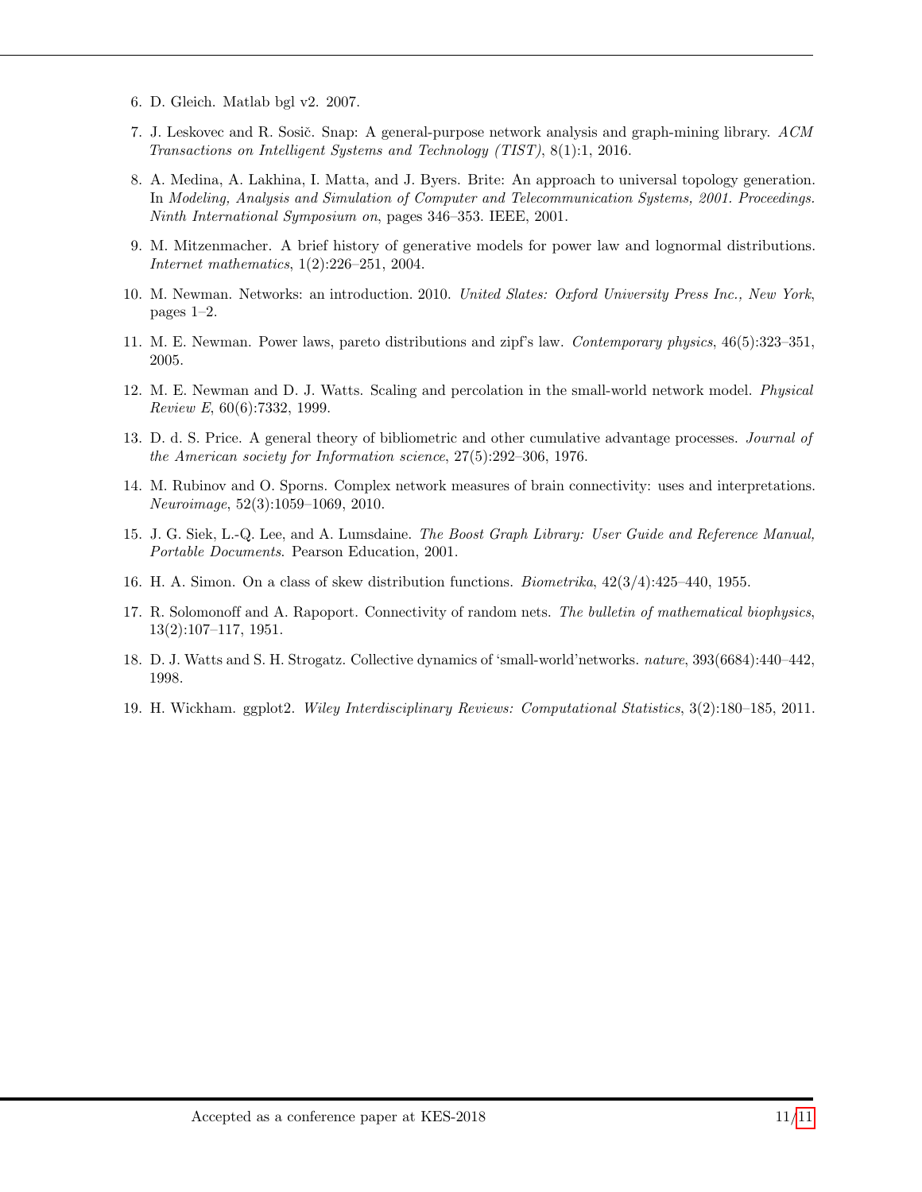6. D. Gleich. Matlab bgl v2. 2007.

7. J. Leskovec and R. Sosič. Snap: A general-purpose network analysis and graph-mining library. *ACM Transactions on Intelligent Systems and Technology (TIST)*, 8(1):1, 2016.

8. A. Medina, A. Lakhina, I. Matta, and J. Byers. Brite: An approach to universal topology generation. In *Modeling, Analysis and Simulation of Computer and Telecommunication Systems, 2001. Proceedings. Ninth International Symposium on*, pages 346–353. IEEE, 2001.

9. M. Mitzenmacher. A brief history of generative models for power law and lognormal distributions. *Internet mathematics*, 1(2):226–251, 2004.

10. M. Newman. Networks: an introduction. 2010. *United Slates: Oxford University Press Inc., New York*, pages 1–2.

11. M. E. Newman. Power laws, pareto distributions and zipf's law. *Contemporary physics*, 46(5):323–351, 2005.

12. M. E. Newman and D. J. Watts. Scaling and percolation in the small-world network model. *Physical Review E*, 60(6):7332, 1999.

13. D. d. S. Price. A general theory of bibliometric and other cumulative advantage processes. *Journal of the American society for Information science*, 27(5):292–306, 1976.

14. M. Rubinov and O. Sporns. Complex network measures of brain connectivity: uses and interpretations. *Neuroimage*, 52(3):1059–1069, 2010.

15. J. G. Siek, L.-Q. Lee, and A. Lumsdaine. *The Boost Graph Library: User Guide and Reference Manual, Portable Documents*. Pearson Education, 2001.

16. H. A. Simon. On a class of skew distribution functions. *Biometrika*, 42(3/4):425–440, 1955.

17. R. Solomonoff and A. Rapoport. Connectivity of random nets. *The bulletin of mathematical biophysics*, 13(2):107–117, 1951.

18. D. J. Watts and S. H. Strogatz. Collective dynamics of 'small-world'networks. *nature*, 393(6684):440–442, 1998.

19. H. Wickham. ggplot2. *Wiley Interdisciplinary Reviews: Computational Statistics*, 3(2):180–185, 2011.